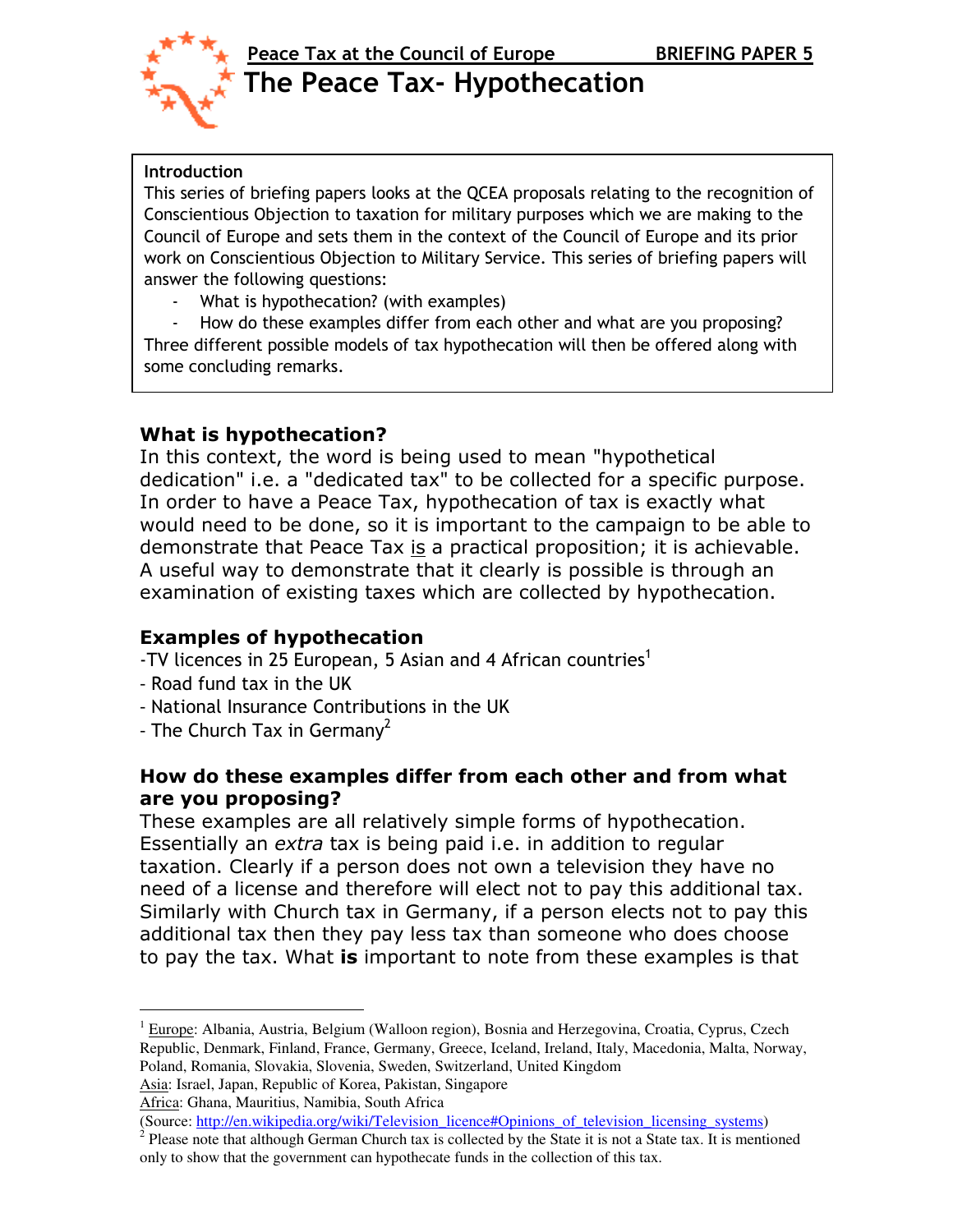**Peace Tax at the Council of Europe** **BRIEFING PAPER 5**

# The Peace Tax- Hypothecation

**Introduction**

This series of briefing papers looks at the QCEA proposals relating to the recognition of Conscientious Objection to taxation for military purposes which we are making to the Council of Europe and sets them in the context of the Council of Europe and its prior work on Conscientious Objection to Military Service. This series of briefing papers will answer the following questions:

- What is hypothecation? (with examples)
- How do these examples differ from each other and what are you proposing?

Three different possible models of tax hypothecation will then be offered along with some concluding remarks.

## What is hypothecation?

In this context, the word is being used to mean "hypothetical dedication" i.e. a "dedicated tax" to be collected for a specific purpose. In order to have a Peace Tax, hypothecation of tax is exactly what would need to be done, so it is important to the campaign to be able to demonstrate that Peace Tax is a practical proposition; it is achievable. A useful way to demonstrate that it clearly is possible is through an examination of existing taxes which are collected by hypothecation.

## Examples of hypothecation

- TV licences in 25 European, 5 Asian and 4 African countries[1]
- Road fund tax in the UK
- National Insurance Contributions in the UK
- The Church Tax in Germany[2]

## How do these examples differ from each other and from what are you proposing?

These examples are all relatively simple forms of hypothecation. Essentially an *extra* tax is being paid i.e. in addition to regular taxation. Clearly if a person does not own a television they have no need of a license and therefore will elect not to pay this additional tax. Similarly with Church tax in Germany, if a person elects not to pay this additional tax then they pay less tax than someone who does choose to pay the tax. What **is** important to note from these examples is that

---

[1] Europe: Albania, Austria, Belgium (Walloon region), Bosnia and Herzegovina, Croatia, Cyprus, Czech Republic, Denmark, Finland, France, Germany, Greece, Iceland, Ireland, Italy, Macedonia, Malta, Norway, Poland, Romania, Slovakia, Slovenia, Sweden, Switzerland, United Kingdom
Asia: Israel, Japan, Republic of Korea, Pakistan, Singapore
Africa: Ghana, Mauritius, Namibia, South Africa
(Source: http://en.wikipedia.org/wiki/Television_licence#Opinions_of_television_licensing_systems)

[2] Please note that although German Church tax is collected by the State it is not a State tax. It is mentioned only to show that the government can hypothecate funds in the collection of this tax.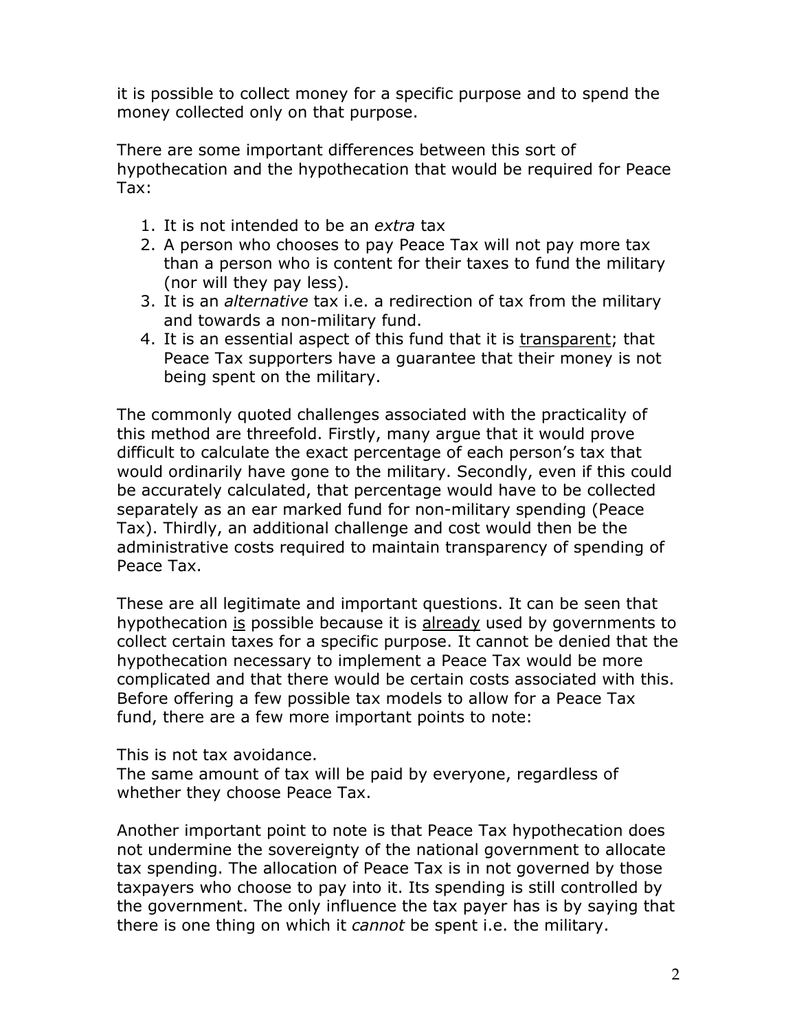it is possible to collect money for a specific purpose and to spend the money collected only on that purpose.

There are some important differences between this sort of hypothecation and the hypothecation that would be required for Peace Tax:

1. It is not intended to be an *extra* tax
2. A person who chooses to pay Peace Tax will not pay more tax than a person who is content for their taxes to fund the military (nor will they pay less).
3. It is an *alternative* tax i.e. a redirection of tax from the military and towards a non-military fund.
4. It is an essential aspect of this fund that it is <u>transparent</u>; that Peace Tax supporters have a guarantee that their money is not being spent on the military.

The commonly quoted challenges associated with the practicality of this method are threefold. Firstly, many argue that it would prove difficult to calculate the exact percentage of each person's tax that would ordinarily have gone to the military. Secondly, even if this could be accurately calculated, that percentage would have to be collected separately as an ear marked fund for non-military spending (Peace Tax). Thirdly, an additional challenge and cost would then be the administrative costs required to maintain transparency of spending of Peace Tax.

These are all legitimate and important questions. It can be seen that hypothecation <u>is</u> possible because it is <u>already</u> used by governments to collect certain taxes for a specific purpose. It cannot be denied that the hypothecation necessary to implement a Peace Tax would be more complicated and that there would be certain costs associated with this. Before offering a few possible tax models to allow for a Peace Tax fund, there are a few more important points to note:

This is not tax avoidance.
The same amount of tax will be paid by everyone, regardless of whether they choose Peace Tax.

Another important point to note is that Peace Tax hypothecation does not undermine the sovereignty of the national government to allocate tax spending. The allocation of Peace Tax is in not governed by those taxpayers who choose to pay into it. Its spending is still controlled by the government. The only influence the tax payer has is by saying that there is one thing on which it *cannot* be spent i.e. the military.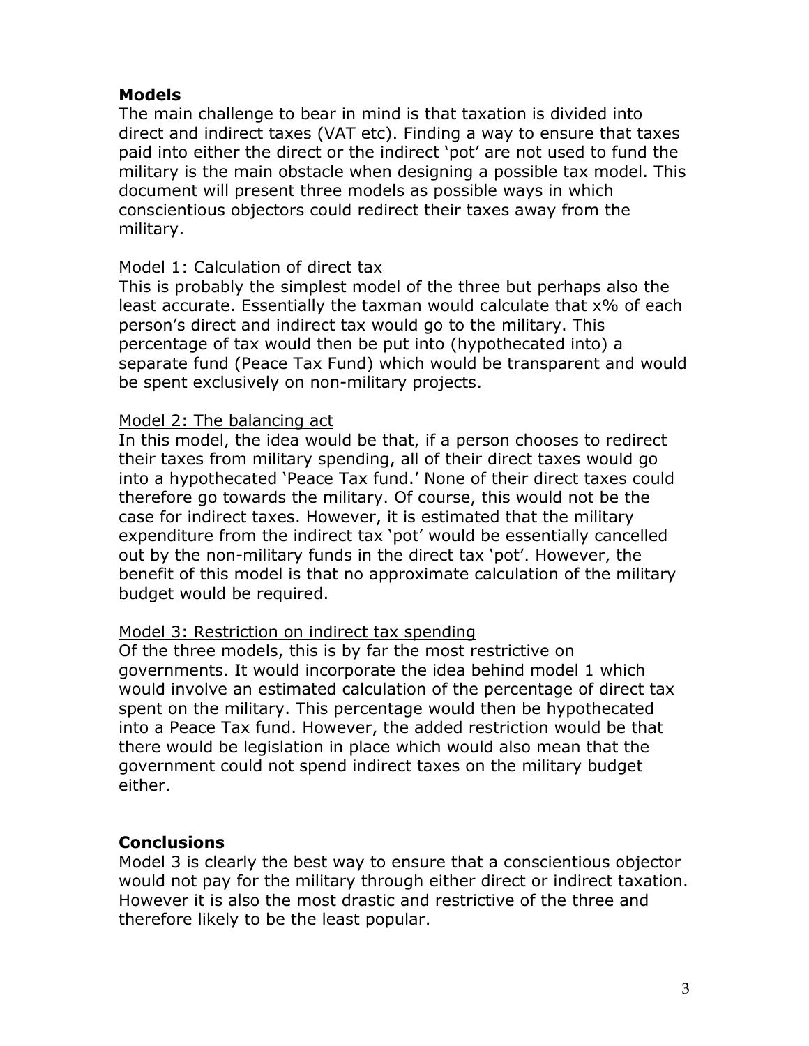## Models

The main challenge to bear in mind is that taxation is divided into direct and indirect taxes (VAT etc). Finding a way to ensure that taxes paid into either the direct or the indirect 'pot' are not used to fund the military is the main obstacle when designing a possible tax model. This document will present three models as possible ways in which conscientious objectors could redirect their taxes away from the military.

### Model 1: Calculation of direct tax

This is probably the simplest model of the three but perhaps also the least accurate. Essentially the taxman would calculate that x% of each person's direct and indirect tax would go to the military. This percentage of tax would then be put into (hypothecated into) a separate fund (Peace Tax Fund) which would be transparent and would be spent exclusively on non-military projects.

### Model 2: The balancing act

In this model, the idea would be that, if a person chooses to redirect their taxes from military spending, all of their direct taxes would go into a hypothecated 'Peace Tax fund.' None of their direct taxes could therefore go towards the military. Of course, this would not be the case for indirect taxes. However, it is estimated that the military expenditure from the indirect tax 'pot' would be essentially cancelled out by the non-military funds in the direct tax 'pot'. However, the benefit of this model is that no approximate calculation of the military budget would be required.

### Model 3: Restriction on indirect tax spending

Of the three models, this is by far the most restrictive on governments. It would incorporate the idea behind model 1 which would involve an estimated calculation of the percentage of direct tax spent on the military. This percentage would then be hypothecated into a Peace Tax fund. However, the added restriction would be that there would be legislation in place which would also mean that the government could not spend indirect taxes on the military budget either.

## Conclusions

Model 3 is clearly the best way to ensure that a conscientious objector would not pay for the military through either direct or indirect taxation. However it is also the most drastic and restrictive of the three and therefore likely to be the least popular.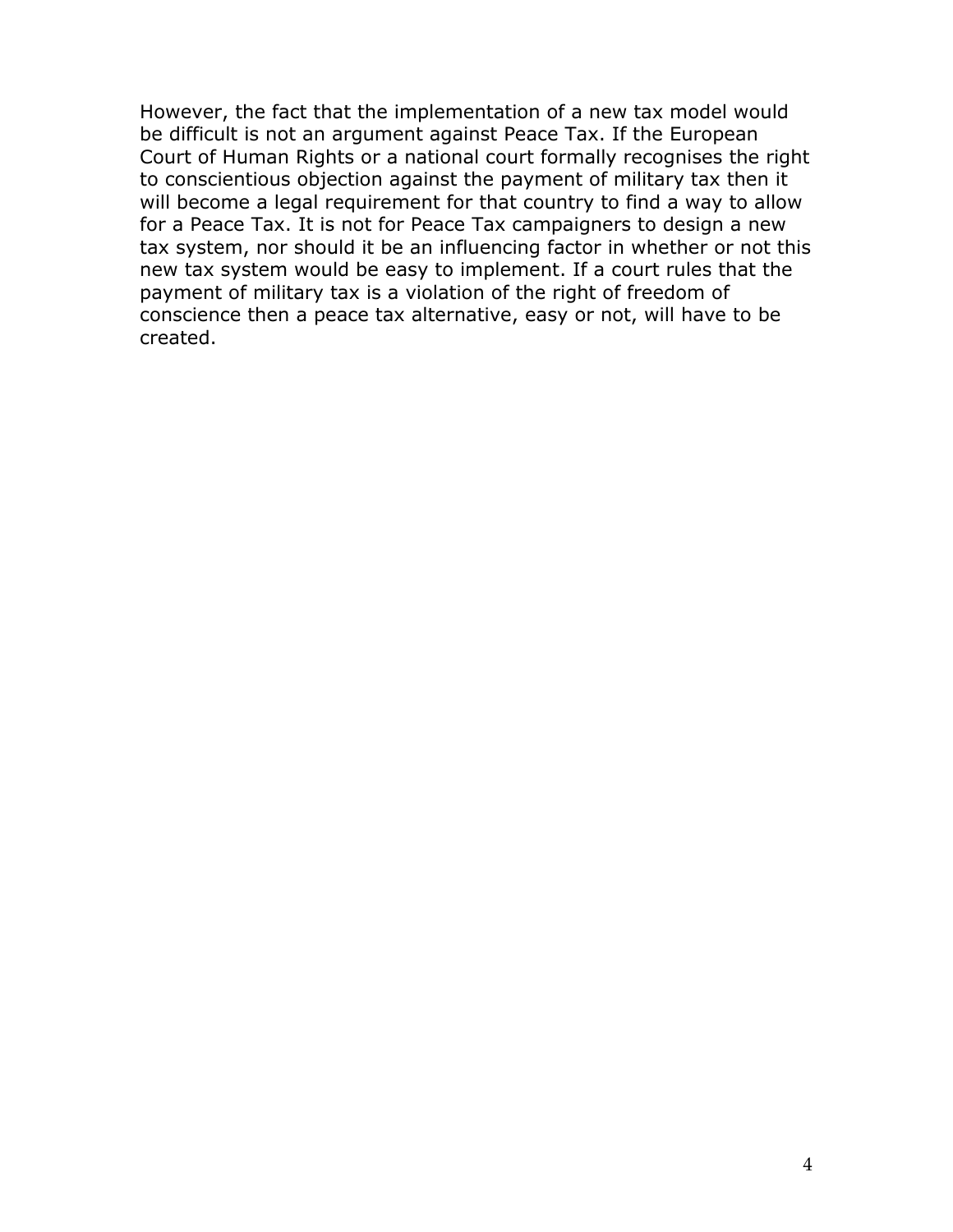However, the fact that the implementation of a new tax model would be difficult is not an argument against Peace Tax. If the European Court of Human Rights or a national court formally recognises the right to conscientious objection against the payment of military tax then it will become a legal requirement for that country to find a way to allow for a Peace Tax. It is not for Peace Tax campaigners to design a new tax system, nor should it be an influencing factor in whether or not this new tax system would be easy to implement. If a court rules that the payment of military tax is a violation of the right of freedom of conscience then a peace tax alternative, easy or not, will have to be created.